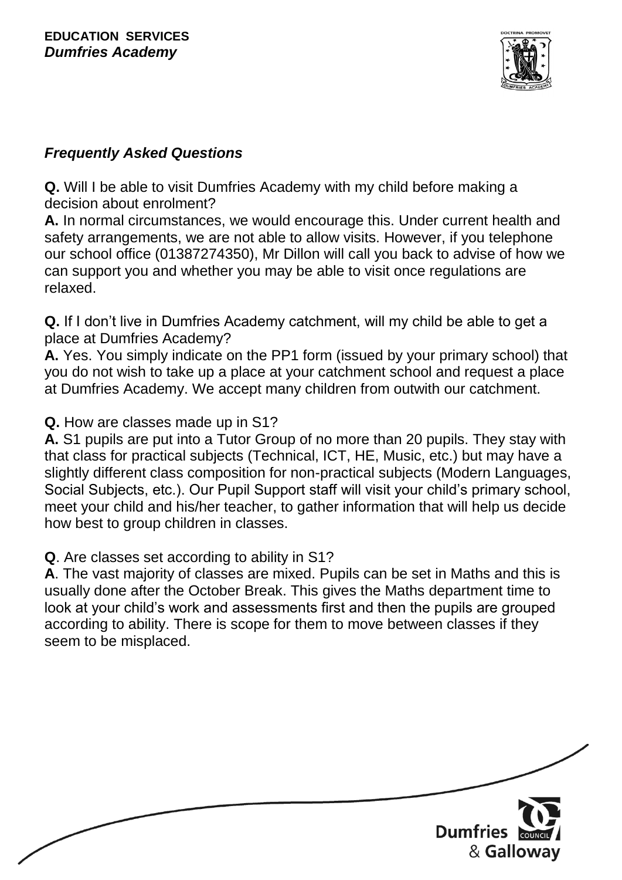**EDUCATION SERVICES**
***Dumfries Academy***

## *Frequently Asked Questions*

**Q.** Will I be able to visit Dumfries Academy with my child before making a decision about enrolment?
**A.** In normal circumstances, we would encourage this. Under current health and safety arrangements, we are not able to allow visits. However, if you telephone our school office (01387274350), Mr Dillon will call you back to advise of how we can support you and whether you may be able to visit once regulations are relaxed.

**Q.** If I don't live in Dumfries Academy catchment, will my child be able to get a place at Dumfries Academy?
**A.** Yes. You simply indicate on the PP1 form (issued by your primary school) that you do not wish to take up a place at your catchment school and request a place at Dumfries Academy. We accept many children from outwith our catchment.

**Q.** How are classes made up in S1?
**A.** S1 pupils are put into a Tutor Group of no more than 20 pupils. They stay with that class for practical subjects (Technical, ICT, HE, Music, etc.) but may have a slightly different class composition for non-practical subjects (Modern Languages, Social Subjects, etc.). Our Pupil Support staff will visit your child's primary school, meet your child and his/her teacher, to gather information that will help us decide how best to group children in classes.

**Q**. Are classes set according to ability in S1?
**A**. The vast majority of classes are mixed. Pupils can be set in Maths and this is usually done after the October Break. This gives the Maths department time to look at your child's work and assessments first and then the pupils are grouped according to ability. There is scope for them to move between classes if they seem to be misplaced.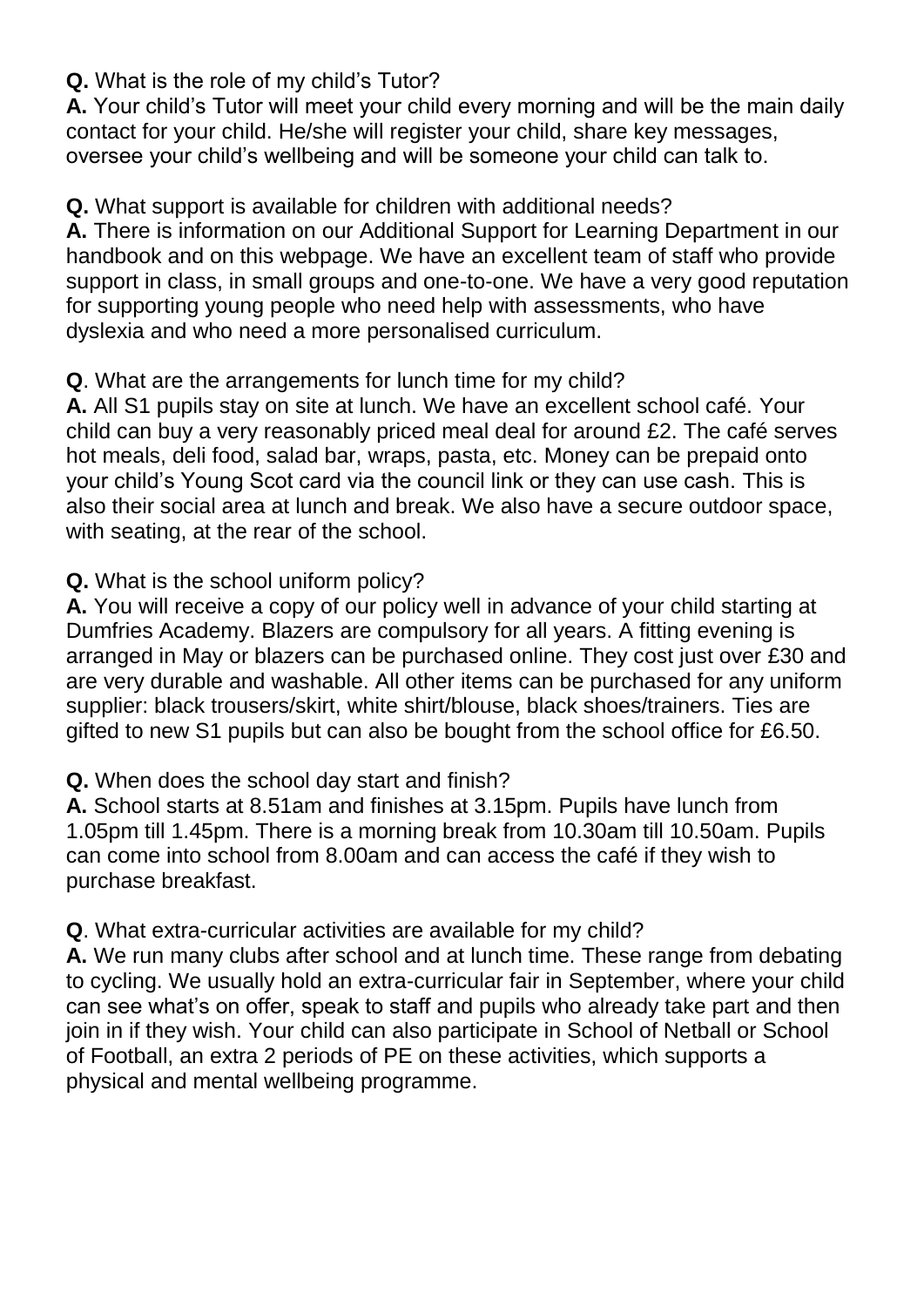**Q.** What is the role of my child's Tutor?
**A.** Your child's Tutor will meet your child every morning and will be the main daily contact for your child. He/she will register your child, share key messages, oversee your child's wellbeing and will be someone your child can talk to.

**Q.** What support is available for children with additional needs?
**A.** There is information on our Additional Support for Learning Department in our handbook and on this webpage. We have an excellent team of staff who provide support in class, in small groups and one-to-one. We have a very good reputation for supporting young people who need help with assessments, who have dyslexia and who need a more personalised curriculum.

**Q**. What are the arrangements for lunch time for my child?
**A.** All S1 pupils stay on site at lunch. We have an excellent school café. Your child can buy a very reasonably priced meal deal for around £2. The café serves hot meals, deli food, salad bar, wraps, pasta, etc. Money can be prepaid onto your child's Young Scot card via the council link or they can use cash. This is also their social area at lunch and break. We also have a secure outdoor space, with seating, at the rear of the school.

**Q.** What is the school uniform policy?
**A.** You will receive a copy of our policy well in advance of your child starting at Dumfries Academy. Blazers are compulsory for all years. A fitting evening is arranged in May or blazers can be purchased online. They cost just over £30 and are very durable and washable. All other items can be purchased for any uniform supplier: black trousers/skirt, white shirt/blouse, black shoes/trainers. Ties are gifted to new S1 pupils but can also be bought from the school office for £6.50.

**Q.** When does the school day start and finish?
**A.** School starts at 8.51am and finishes at 3.15pm. Pupils have lunch from 1.05pm till 1.45pm. There is a morning break from 10.30am till 10.50am. Pupils can come into school from 8.00am and can access the café if they wish to purchase breakfast.

**Q**. What extra-curricular activities are available for my child?
**A.** We run many clubs after school and at lunch time. These range from debating to cycling. We usually hold an extra-curricular fair in September, where your child can see what's on offer, speak to staff and pupils who already take part and then join in if they wish. Your child can also participate in School of Netball or School of Football, an extra 2 periods of PE on these activities, which supports a physical and mental wellbeing programme.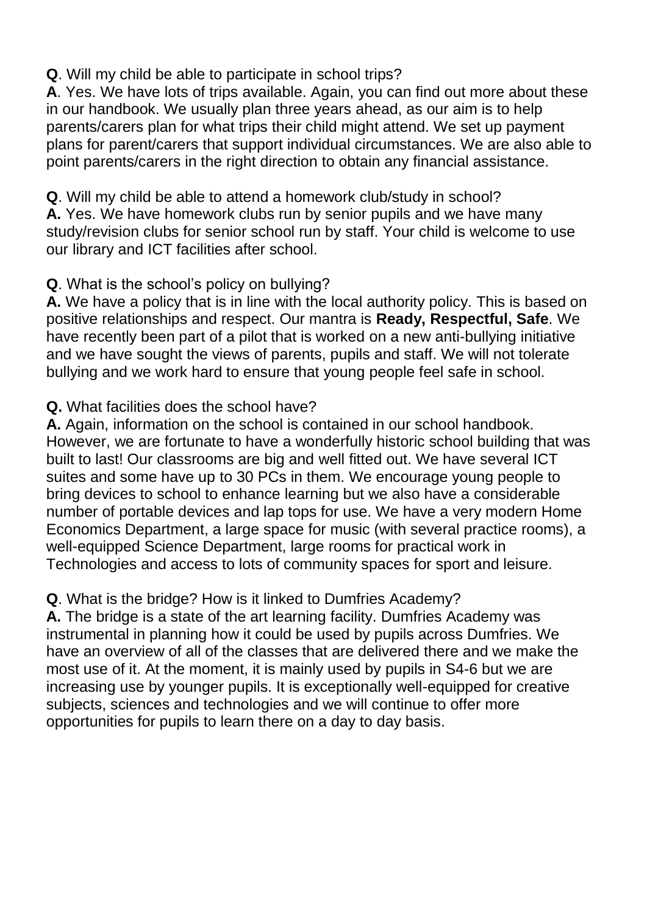**Q**. Will my child be able to participate in school trips?
**A**. Yes. We have lots of trips available. Again, you can find out more about these in our handbook. We usually plan three years ahead, as our aim is to help parents/carers plan for what trips their child might attend. We set up payment plans for parent/carers that support individual circumstances. We are also able to point parents/carers in the right direction to obtain any financial assistance.

**Q**. Will my child be able to attend a homework club/study in school?
**A.** Yes. We have homework clubs run by senior pupils and we have many study/revision clubs for senior school run by staff. Your child is welcome to use our library and ICT facilities after school.

**Q**. What is the school's policy on bullying?
**A.** We have a policy that is in line with the local authority policy. This is based on positive relationships and respect. Our mantra is **Ready, Respectful, Safe**. We have recently been part of a pilot that is worked on a new anti-bullying initiative and we have sought the views of parents, pupils and staff. We will not tolerate bullying and we work hard to ensure that young people feel safe in school.

**Q.** What facilities does the school have?
**A.** Again, information on the school is contained in our school handbook. However, we are fortunate to have a wonderfully historic school building that was built to last! Our classrooms are big and well fitted out. We have several ICT suites and some have up to 30 PCs in them. We encourage young people to bring devices to school to enhance learning but we also have a considerable number of portable devices and lap tops for use. We have a very modern Home Economics Department, a large space for music (with several practice rooms), a well-equipped Science Department, large rooms for practical work in Technologies and access to lots of community spaces for sport and leisure.

**Q**. What is the bridge? How is it linked to Dumfries Academy?
**A.** The bridge is a state of the art learning facility. Dumfries Academy was instrumental in planning how it could be used by pupils across Dumfries. We have an overview of all of the classes that are delivered there and we make the most use of it. At the moment, it is mainly used by pupils in S4-6 but we are increasing use by younger pupils. It is exceptionally well-equipped for creative subjects, sciences and technologies and we will continue to offer more opportunities for pupils to learn there on a day to day basis.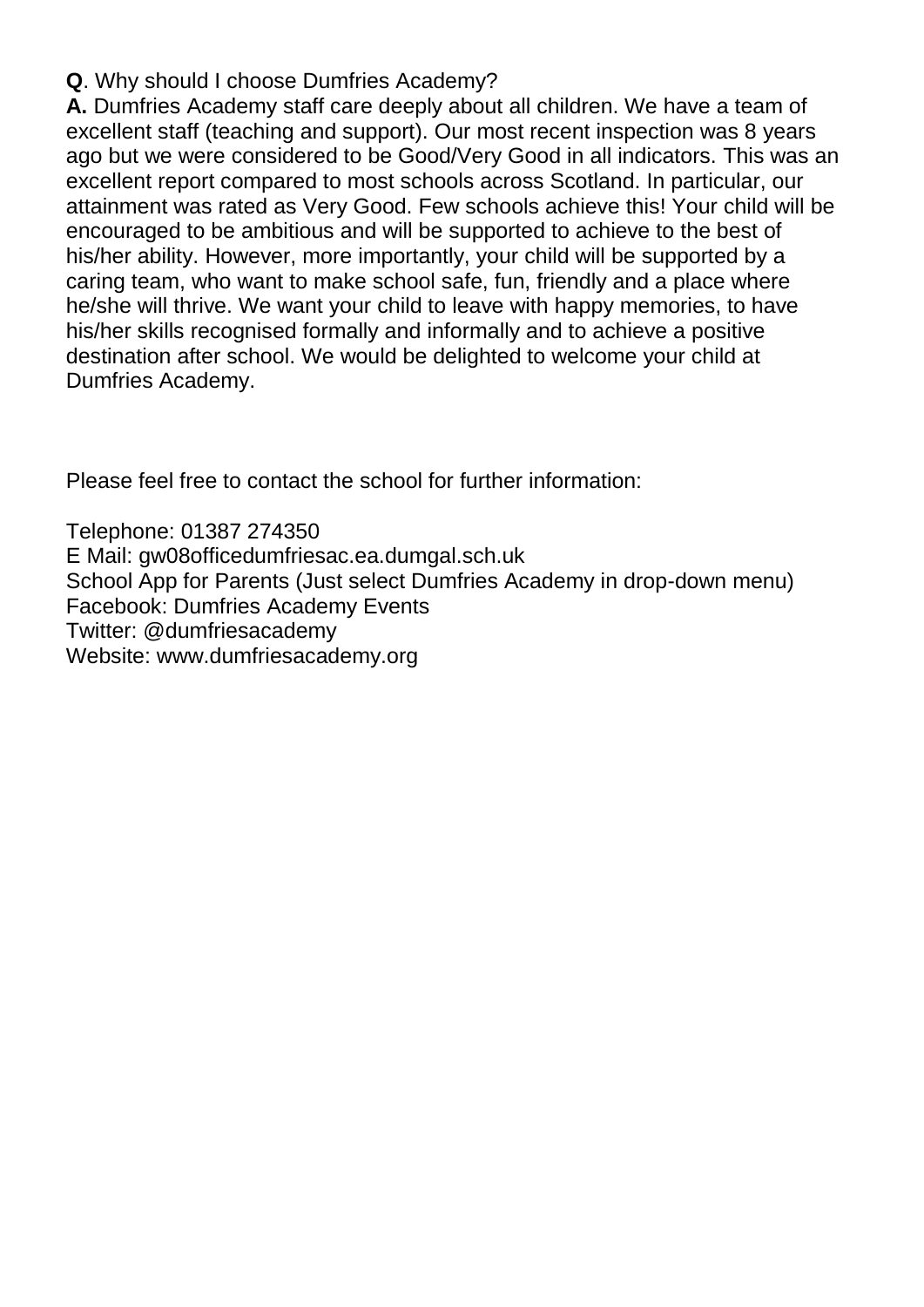**Q**. Why should I choose Dumfries Academy?
**A.** Dumfries Academy staff care deeply about all children. We have a team of excellent staff (teaching and support). Our most recent inspection was 8 years ago but we were considered to be Good/Very Good in all indicators. This was an excellent report compared to most schools across Scotland. In particular, our attainment was rated as Very Good. Few schools achieve this! Your child will be encouraged to be ambitious and will be supported to achieve to the best of his/her ability. However, more importantly, your child will be supported by a caring team, who want to make school safe, fun, friendly and a place where he/she will thrive. We want your child to leave with happy memories, to have his/her skills recognised formally and informally and to achieve a positive destination after school. We would be delighted to welcome your child at Dumfries Academy.

Please feel free to contact the school for further information:

Telephone: 01387 274350
E Mail: gw08officedumfriesac.ea.dumgal.sch.uk
School App for Parents (Just select Dumfries Academy in drop-down menu)
Facebook: Dumfries Academy Events
Twitter: @dumfriesacademy
Website: www.dumfriesacademy.org